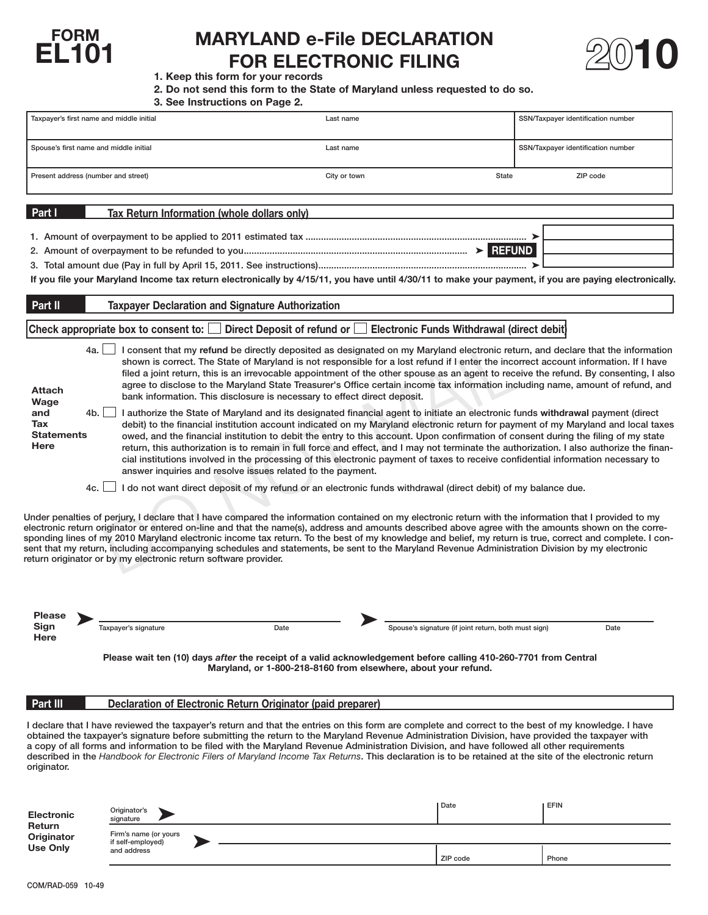# FORM EL101

# MARYLAND e-File DECLARATION FOR ELECTRONIC FILING

# 2010

1. Keep this form for your records
2. Do not send this form to the State of Maryland unless requested to do so.
3. See Instructions on Page 2.

| Taxpayer's first name and middle initial | Last name | | SSN/Taxpayer identification number |
|---|---|---|---|
| Spouse's first name and middle initial | Last name | | SSN/Taxpayer identification number |
| Present address (number and street) | City or town | State | ZIP code |

## Part I Tax Return Information (whole dollars only)

1. Amount of overpayment to be applied to 2011 estimated tax ........ ➤
2. Amount of overpayment to be refunded to you ........ ➤ **REFUND**
3. Total amount due (Pay in full by April 15, 2011. See instructions) ........ ➤

**If you file your Maryland Income tax return electronically by 4/15/11, you have until 4/30/11 to make your payment, if you are paying electronically.**

## Part II Taxpayer Declaration and Signature Authorization

**Check appropriate box to consent to: ☐ Direct Deposit of refund or ☐ Electronic Funds Withdrawal (direct debit)**

**Attach Wage and Tax Statements Here**

4a. ☐ I consent that my **refund** be directly deposited as designated on my Maryland electronic return, and declare that the information shown is correct. The State of Maryland is not responsible for a lost refund if I enter the incorrect account information. If I have filed a joint return, this is an irrevocable appointment of the other spouse as an agent to receive the refund. By consenting, I also agree to disclose to the Maryland State Treasurer's Office certain income tax information including name, amount of refund, and bank information. This disclosure is necessary to effect direct deposit.

4b. ☐ I authorize the State of Maryland and its designated financial agent to initiate an electronic funds **withdrawal** payment (direct debit) to the financial institution account indicated on my Maryland electronic return for payment of my Maryland and local taxes owed, and the financial institution to debit the entry to this account. Upon confirmation of consent during the filing of my state return, this authorization is to remain in full force and effect, and I may not terminate the authorization. I also authorize the financial institutions involved in the processing of this electronic payment of taxes to receive confidential information necessary to answer inquiries and resolve issues related to the payment.

4c. ☐ I do not want direct deposit of my refund or an electronic funds withdrawal (direct debit) of my balance due.

Under penalties of perjury, I declare that I have compared the information contained on my electronic return with the information that I provided to my electronic return originator or entered on-line and that the name(s), address and amounts described above agree with the amounts shown on the corresponding lines of my 2010 Maryland electronic income tax return. To the best of my knowledge and belief, my return is true, correct and complete. I consent that my return, including accompanying schedules and statements, be sent to the Maryland Revenue Administration Division by my electronic return originator or by my electronic return software provider.

**Please Sign Here** ➤ Taxpayer's signature ______ Date ______ ➤ Spouse's signature (if joint return, both must sign) ______ Date ______

**Please wait ten (10) days *after* the receipt of a valid acknowledgement before calling 410-260-7701 from Central Maryland, or 1-800-218-8160 from elsewhere, about your refund.**

## Part III Declaration of Electronic Return Originator (paid preparer)

I declare that I have reviewed the taxpayer's return and that the entries on this form are complete and correct to the best of my knowledge. I have obtained the taxpayer's signature before submitting the return to the Maryland Revenue Administration Division, have provided the taxpayer with a copy of all forms and information to be filed with the Maryland Revenue Administration Division, and have followed all other requirements described in the *Handbook for Electronic Filers of Maryland Income Tax Returns*. This declaration is to be retained at the site of the electronic return originator.

**Electronic Return Originator Use Only**

| Originator's signature ➤ | Date | EFIN |
|---|---|---|
| Firm's name (or yours if self-employed) and address ➤ | ZIP code | Phone |

COM/RAD-059 10-49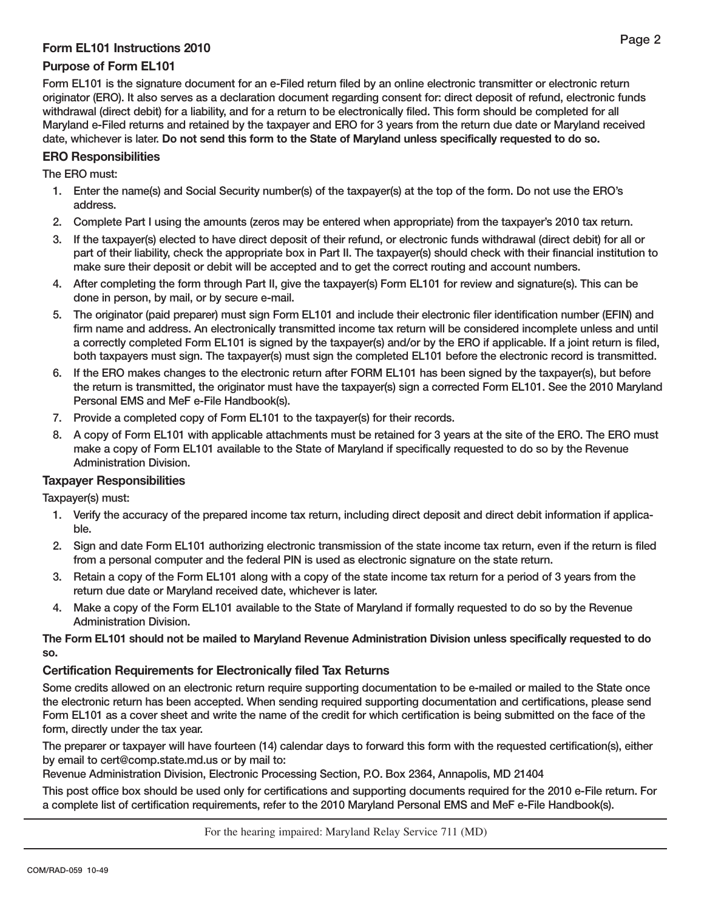## Form EL101 Instructions 2010

### Purpose of Form EL101

Form EL101 is the signature document for an e-Filed return filed by an online electronic transmitter or electronic return originator (ERO). It also serves as a declaration document regarding consent for: direct deposit of refund, electronic funds withdrawal (direct debit) for a liability, and for a return to be electronically filed. This form should be completed for all Maryland e-Filed returns and retained by the taxpayer and ERO for 3 years from the return due date or Maryland received date, whichever is later. **Do not send this form to the State of Maryland unless specifically requested to do so.**

### ERO Responsibilities

The ERO must:

1. Enter the name(s) and Social Security number(s) of the taxpayer(s) at the top of the form. Do not use the ERO's address.
2. Complete Part I using the amounts (zeros may be entered when appropriate) from the taxpayer's 2010 tax return.
3. If the taxpayer(s) elected to have direct deposit of their refund, or electronic funds withdrawal (direct debit) for all or part of their liability, check the appropriate box in Part II. The taxpayer(s) should check with their financial institution to make sure their deposit or debit will be accepted and to get the correct routing and account numbers.
4. After completing the form through Part II, give the taxpayer(s) Form EL101 for review and signature(s). This can be done in person, by mail, or by secure e-mail.
5. The originator (paid preparer) must sign Form EL101 and include their electronic filer identification number (EFIN) and firm name and address. An electronically transmitted income tax return will be considered incomplete unless and until a correctly completed Form EL101 is signed by the taxpayer(s) and/or by the ERO if applicable. If a joint return is filed, both taxpayers must sign. The taxpayer(s) must sign the completed EL101 before the electronic record is transmitted.
6. If the ERO makes changes to the electronic return after FORM EL101 has been signed by the taxpayer(s), but before the return is transmitted, the originator must have the taxpayer(s) sign a corrected Form EL101. See the 2010 Maryland Personal EMS and MeF e-File Handbook(s).
7. Provide a completed copy of Form EL101 to the taxpayer(s) for their records.
8. A copy of Form EL101 with applicable attachments must be retained for 3 years at the site of the ERO. The ERO must make a copy of Form EL101 available to the State of Maryland if specifically requested to do so by the Revenue Administration Division.

### Taxpayer Responsibilities

Taxpayer(s) must:

1. Verify the accuracy of the prepared income tax return, including direct deposit and direct debit information if applicable.
2. Sign and date Form EL101 authorizing electronic transmission of the state income tax return, even if the return is filed from a personal computer and the federal PIN is used as electronic signature on the state return.
3. Retain a copy of the Form EL101 along with a copy of the state income tax return for a period of 3 years from the return due date or Maryland received date, whichever is later.
4. Make a copy of the Form EL101 available to the State of Maryland if formally requested to do so by the Revenue Administration Division.

**The Form EL101 should not be mailed to Maryland Revenue Administration Division unless specifically requested to do so.**

### Certification Requirements for Electronically filed Tax Returns

Some credits allowed on an electronic return require supporting documentation to be e-mailed or mailed to the State once the electronic return has been accepted. When sending required supporting documentation and certifications, please send Form EL101 as a cover sheet and write the name of the credit for which certification is being submitted on the face of the form, directly under the tax year.

The preparer or taxpayer will have fourteen (14) calendar days to forward this form with the requested certification(s), either by email to cert@comp.state.md.us or by mail to:

Revenue Administration Division, Electronic Processing Section, P.O. Box 2364, Annapolis, MD 21404

This post office box should be used only for certifications and supporting documents required for the 2010 e-File return. For a complete list of certification requirements, refer to the 2010 Maryland Personal EMS and MeF e-File Handbook(s).

For the hearing impaired: Maryland Relay Service 711 (MD)

COM/RAD-059 10-49